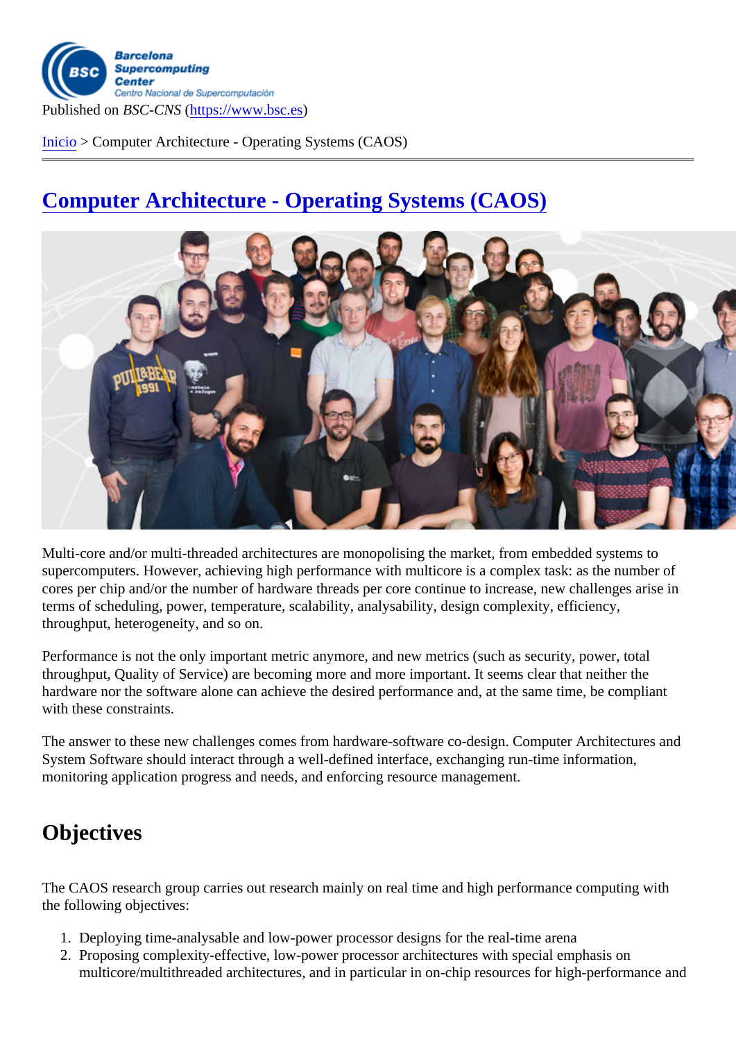Published on *BSC-CNS* (https://www.bsc.es)

Inicio > Computer Architecture - Operating Systems (CAOS)

# Computer Architecture - Operating Systems (CAOS)

Multi-core and/or multi-threaded architectures are monopolising the market, from embedded systems to supercomputers. However, achieving high performance with multicore is a complex task: as the number of cores per chip and/or the number of hardware threads per core continue to increase, new challenges arise in terms of scheduling, power, temperature, scalability, analysability, design complexity, efficiency, throughput, heterogeneity, and so on.

Performance is not the only important metric anymore, and new metrics (such as security, power, total throughput, Quality of Service) are becoming more and more important. It seems clear that neither the hardware nor the software alone can achieve the desired performance and, at the same time, be compliant with these constraints.

The answer to these new challenges comes from hardware-software co-design. Computer Architectures and System Software should interact through a well-defined interface, exchanging run-time information, monitoring application progress and needs, and enforcing resource management.

## Objectives

The CAOS research group carries out research mainly on real time and high performance computing with the following objectives:

1. Deploying time-analysable and low-power processor designs for the real-time arena
2. Proposing complexity-effective, low-power processor architectures with special emphasis on multicore/multithreaded architectures, and in particular in on-chip resources for high-performance and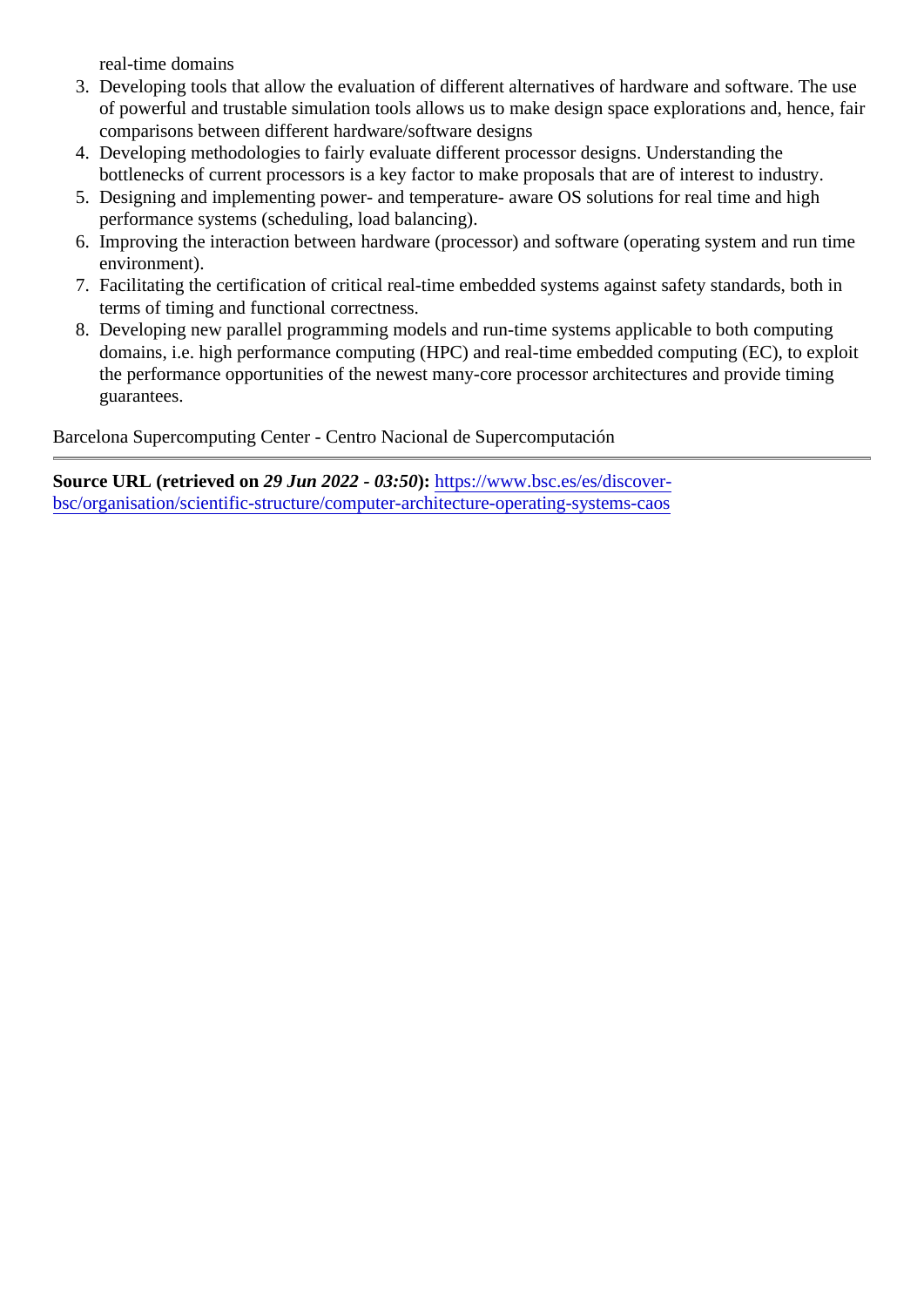real-time domains

3. Developing tools that allow the evaluation of different alternatives of hardware and software. The use of powerful and trustable simulation tools allows us to make design space explorations and, hence, fair comparisons between different hardware/software designs
4. Developing methodologies to fairly evaluate different processor designs. Understanding the bottlenecks of current processors is a key factor to make proposals that are of interest to industry.
5. Designing and implementing power- and temperature- aware OS solutions for real time and high performance systems (scheduling, load balancing).
6. Improving the interaction between hardware (processor) and software (operating system and run time environment).
7. Facilitating the certification of critical real-time embedded systems against safety standards, both in terms of timing and functional correctness.
8. Developing new parallel programming models and run-time systems applicable to both computing domains, i.e. high performance computing (HPC) and real-time embedded computing (EC), to exploit the performance opportunities of the newest many-core processor architectures and provide timing guarantees.

Barcelona Supercomputing Center - Centro Nacional de Supercomputación

---

**Source URL (retrieved on *29 Jun 2022 - 03:50*):** https://www.bsc.es/es/discover-bsc/organisation/scientific-structure/computer-architecture-operating-systems-caos